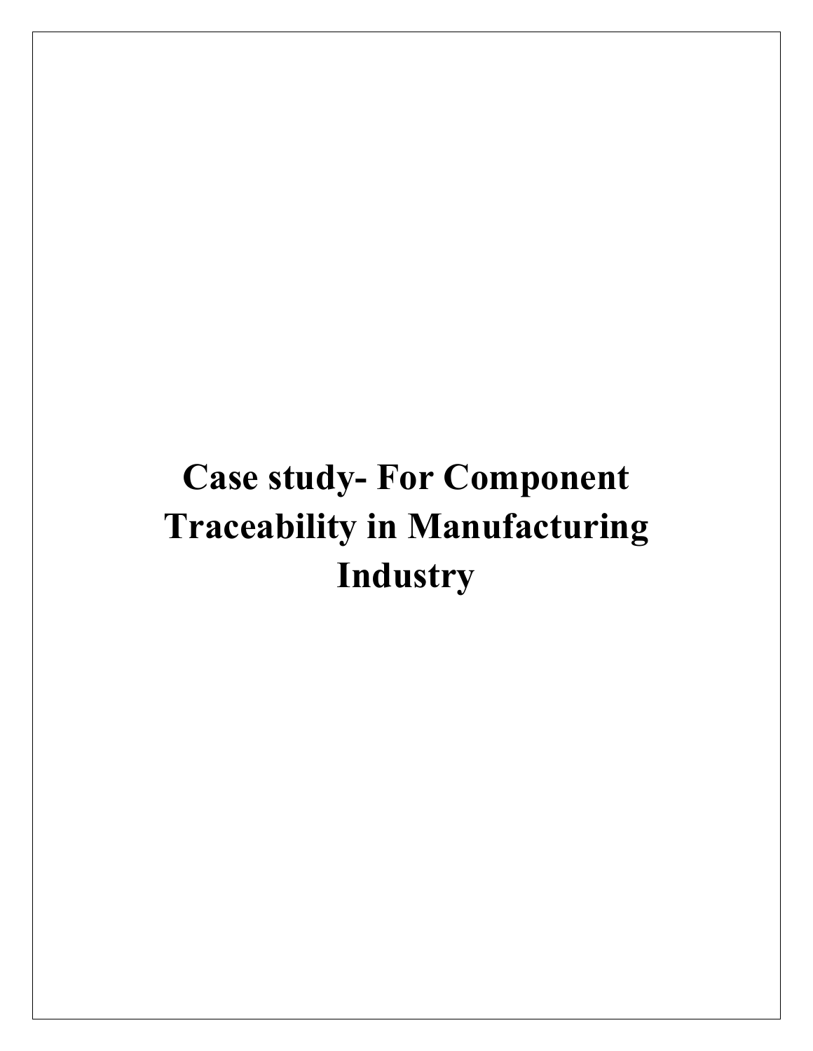# Case study- For Component Traceability in Manufacturing Industry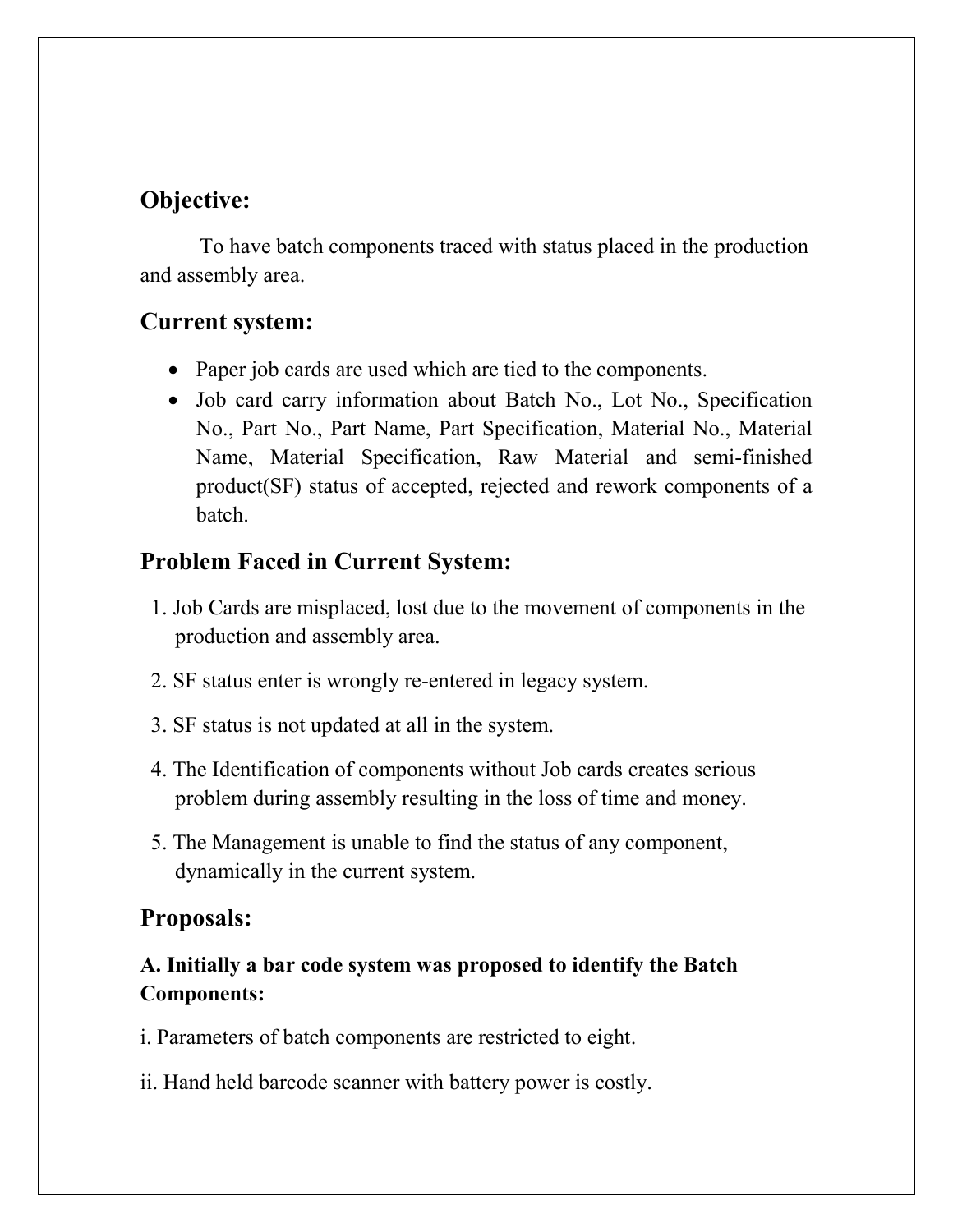## Objective:

To have batch components traced with status placed in the production and assembly area.

## Current system:

- Paper job cards are used which are tied to the components.
- Job card carry information about Batch No., Lot No., Specification No., Part No., Part Name, Part Specification, Material No., Material Name, Material Specification, Raw Material and semi-finished product(SF) status of accepted, rejected and rework components of a batch.

## Problem Faced in Current System:

1. Job Cards are misplaced, lost due to the movement of components in the production and assembly area.
2. SF status enter is wrongly re-entered in legacy system.
3. SF status is not updated at all in the system.
4. The Identification of components without Job cards creates serious problem during assembly resulting in the loss of time and money.
5. The Management is unable to find the status of any component, dynamically in the current system.

## Proposals:

### A. Initially a bar code system was proposed to identify the Batch Components:

i. Parameters of batch components are restricted to eight.

ii. Hand held barcode scanner with battery power is costly.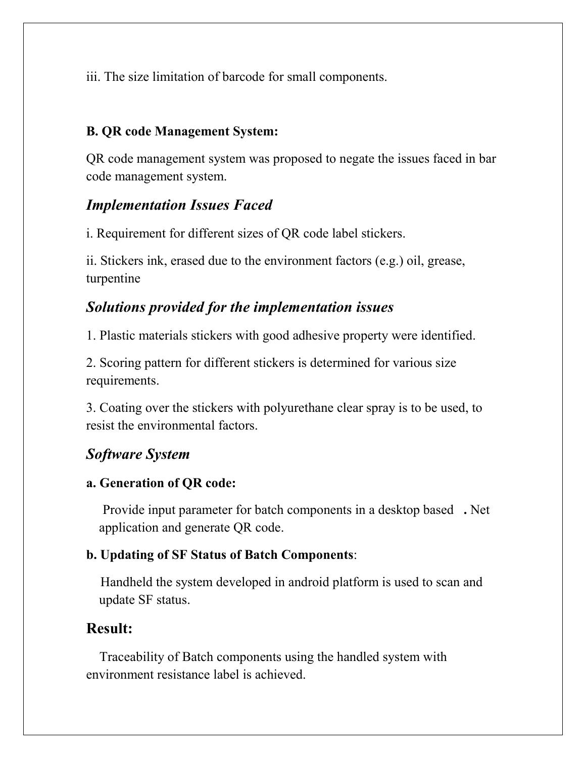iii. The size limitation of barcode for small components.

**B. QR code Management System:**

QR code management system was proposed to negate the issues faced in bar code management system.

### *Implementation Issues Faced*

i. Requirement for different sizes of QR code label stickers.

ii. Stickers ink, erased due to the environment factors (e.g.) oil, grease, turpentine

### *Solutions provided for the implementation issues*

1. Plastic materials stickers with good adhesive property were identified.

2. Scoring pattern for different stickers is determined for various size requirements.

3. Coating over the stickers with polyurethane clear spray is to be used, to resist the environmental factors.

### *Software System*

**a. Generation of QR code:**

Provide input parameter for batch components in a desktop based **.** Net application and generate QR code.

**b. Updating of SF Status of Batch Components**:

Handheld the system developed in android platform is used to scan and update SF status.

## Result:

Traceability of Batch components using the handled system with environment resistance label is achieved.